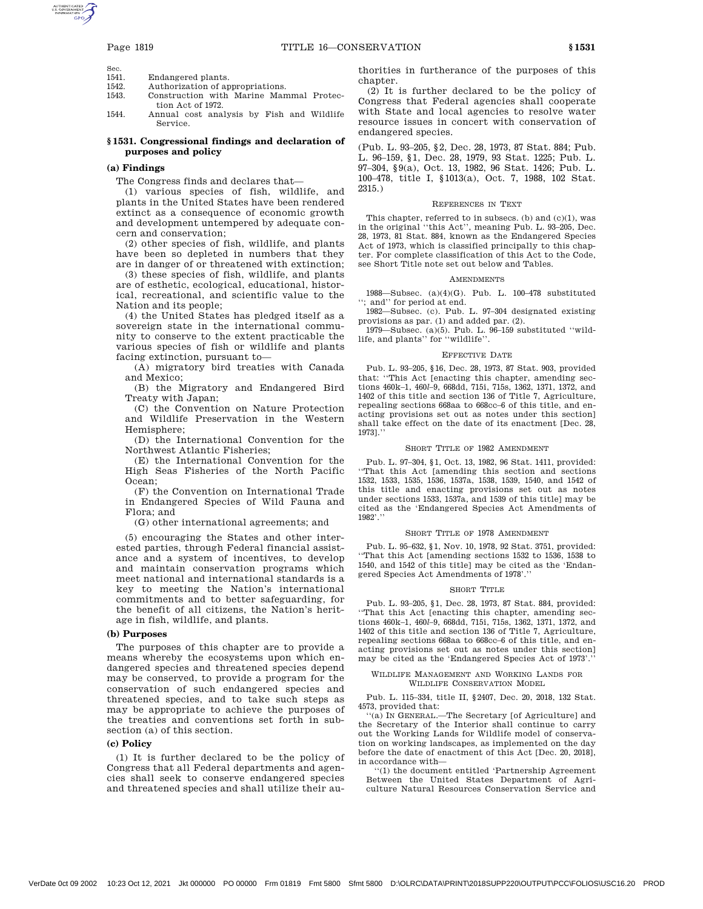Sec.
1541. Endangered plants.
1542. Authorization of appropriations.
1543. Construction with Marine Mammal Protection Act of 1972.
1544. Annual cost analysis by Fish and Wildlife Service.

### § 1531. Congressional findings and declaration of purposes and policy

**(a) Findings**

The Congress finds and declares that—

(1) various species of fish, wildlife, and plants in the United States have been rendered extinct as a consequence of economic growth and development untempered by adequate concern and conservation;

(2) other species of fish, wildlife, and plants have been so depleted in numbers that they are in danger of or threatened with extinction;

(3) these species of fish, wildlife, and plants are of esthetic, ecological, educational, historical, recreational, and scientific value to the Nation and its people;

(4) the United States has pledged itself as a sovereign state in the international community to conserve to the extent practicable the various species of fish or wildlife and plants facing extinction, pursuant to—

(A) migratory bird treaties with Canada and Mexico;

(B) the Migratory and Endangered Bird Treaty with Japan;

(C) the Convention on Nature Protection and Wildlife Preservation in the Western Hemisphere;

(D) the International Convention for the Northwest Atlantic Fisheries;

(E) the International Convention for the High Seas Fisheries of the North Pacific Ocean;

(F) the Convention on International Trade in Endangered Species of Wild Fauna and Flora; and

(G) other international agreements; and

(5) encouraging the States and other interested parties, through Federal financial assistance and a system of incentives, to develop and maintain conservation programs which meet national and international standards is a key to meeting the Nation's international commitments and to better safeguarding, for the benefit of all citizens, the Nation's heritage in fish, wildlife, and plants.

**(b) Purposes**

The purposes of this chapter are to provide a means whereby the ecosystems upon which endangered species and threatened species depend may be conserved, to provide a program for the conservation of such endangered species and threatened species, and to take such steps as may be appropriate to achieve the purposes of the treaties and conventions set forth in subsection (a) of this section.

**(c) Policy**

(1) It is further declared to be the policy of Congress that all Federal departments and agencies shall seek to conserve endangered species and threatened species and shall utilize their authorities in furtherance of the purposes of this chapter.

(2) It is further declared to be the policy of Congress that Federal agencies shall cooperate with State and local agencies to resolve water resource issues in concert with conservation of endangered species.

(Pub. L. 93–205, §2, Dec. 28, 1973, 87 Stat. 884; Pub. L. 96–159, §1, Dec. 28, 1979, 93 Stat. 1225; Pub. L. 97–304, §9(a), Oct. 13, 1982, 96 Stat. 1426; Pub. L. 100–478, title I, §1013(a), Oct. 7, 1988, 102 Stat. 2315.)

#### References in Text

This chapter, referred to in subsecs. (b) and (c)(1), was in the original "this Act", meaning Pub. L. 93–205, Dec. 28, 1973, 81 Stat. 884, known as the Endangered Species Act of 1973, which is classified principally to this chapter. For complete classification of this Act to the Code, see Short Title note set out below and Tables.

#### Amendments

1988—Subsec. (a)(4)(G). Pub. L. 100–478 substituted "; and" for period at end.

1982—Subsec. (c). Pub. L. 97–304 designated existing provisions as par. (1) and added par. (2).

1979—Subsec. (a)(5). Pub. L. 96–159 substituted "wildlife, and plants" for "wildlife".

#### Effective Date

Pub. L. 93–205, §16, Dec. 28, 1973, 87 Stat. 903, provided that: "This Act [enacting this chapter, amending sections 460k–1, 460*l*–9, 668dd, 715i, 715s, 1362, 1371, 1372, and 1402 of this title and section 136 of Title 7, Agriculture, repealing sections 668aa to 668cc–6 of this title, and enacting provisions set out as notes under this section] shall take effect on the date of its enactment [Dec. 28, 1973]."

#### Short Title of 1982 Amendment

Pub. L. 97–304, §1, Oct. 13, 1982, 96 Stat. 1411, provided: "That this Act [amending this section and sections 1532, 1533, 1535, 1536, 1537a, 1538, 1539, 1540, and 1542 of this title and enacting provisions set out as notes under sections 1533, 1537a, and 1539 of this title] may be cited as the 'Endangered Species Act Amendments of 1982'."

#### Short Title of 1978 Amendment

Pub. L. 95–632, §1, Nov. 10, 1978, 92 Stat. 3751, provided: "That this Act [amending sections 1532 to 1536, 1538 to 1540, and 1542 of this title] may be cited as the 'Endangered Species Act Amendments of 1978'."

#### Short Title

Pub. L. 93–205, §1, Dec. 28, 1973, 87 Stat. 884, provided: "That this Act [enacting this chapter, amending sections 460k–1, 460*l*–9, 668dd, 715i, 715s, 1362, 1371, 1372, and 1402 of this title and section 136 of Title 7, Agriculture, repealing sections 668aa to 668cc–6 of this title, and enacting provisions set out as notes under this section] may be cited as the 'Endangered Species Act of 1973'."

#### Wildlife Management and Working Lands for Wildlife Conservation Model

Pub. L. 115–334, title II, §2407, Dec. 20, 2018, 132 Stat. 4573, provided that:

"(a) In General.—The Secretary [of Agriculture] and the Secretary of the Interior shall continue to carry out the Working Lands for Wildlife model of conservation on working landscapes, as implemented on the day before the date of enactment of this Act [Dec. 20, 2018], in accordance with—

"(1) the document entitled 'Partnership Agreement Between the United States Department of Agriculture Natural Resources Conservation Service and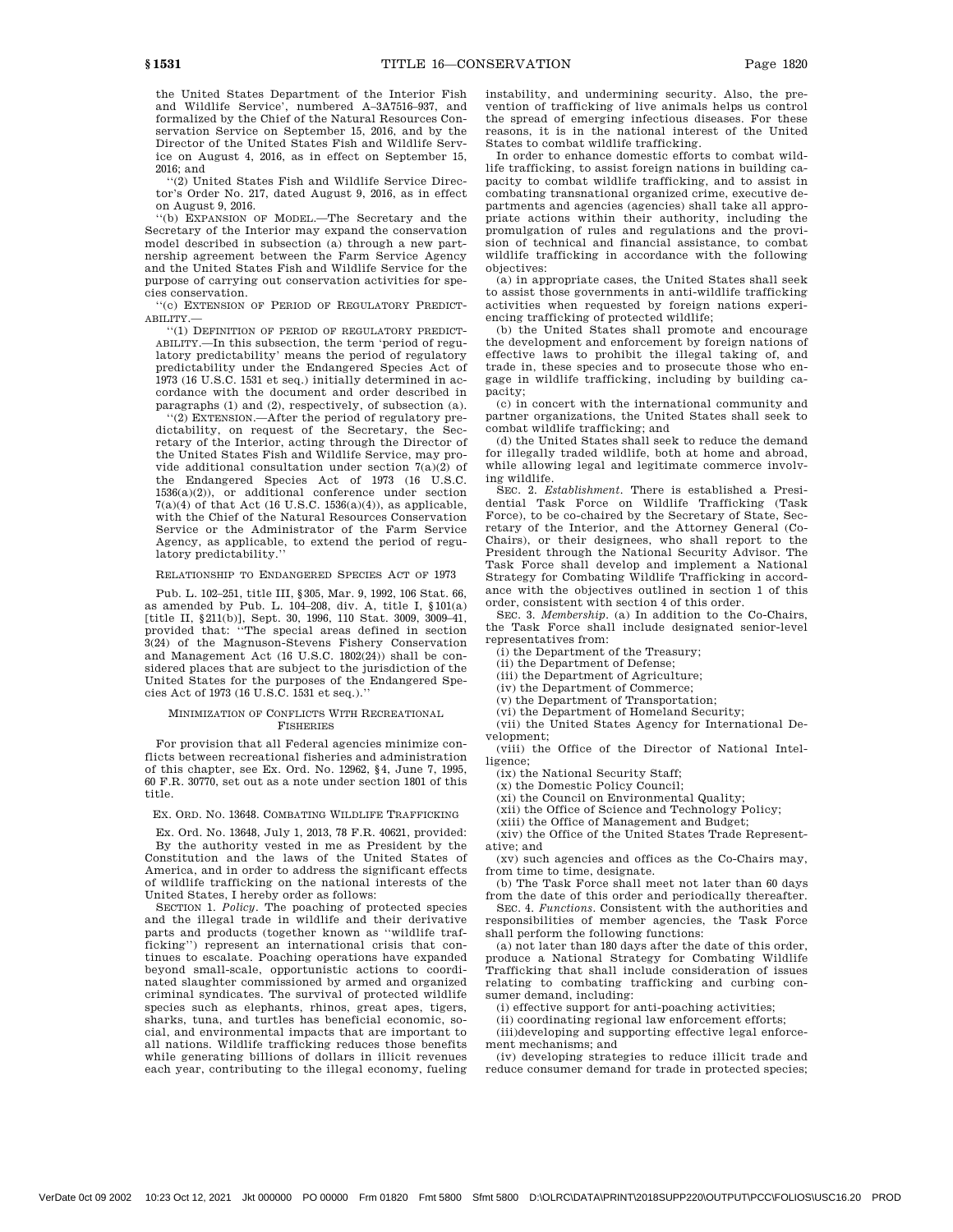the United States Department of the Interior Fish and Wildlife Service', numbered A–3A7516–937, and formalized by the Chief of the Natural Resources Conservation Service on September 15, 2016, and by the Director of the United States Fish and Wildlife Service on August 4, 2016, as in effect on September 15, 2016; and

"(2) United States Fish and Wildlife Service Director's Order No. 217, dated August 9, 2016, as in effect on August 9, 2016.

"(b) EXPANSION OF MODEL.—The Secretary and the Secretary of the Interior may expand the conservation model described in subsection (a) through a new partnership agreement between the Farm Service Agency and the United States Fish and Wildlife Service for the purpose of carrying out conservation activities for species conservation.

"(c) EXTENSION OF PERIOD OF REGULATORY PREDICTABILITY.—

"(1) DEFINITION OF PERIOD OF REGULATORY PREDICTABILITY.—In this subsection, the term 'period of regulatory predictability' means the period of regulatory predictability under the Endangered Species Act of 1973 (16 U.S.C. 1531 et seq.) initially determined in accordance with the document and order described in paragraphs (1) and (2), respectively, of subsection (a).

"(2) EXTENSION.—After the period of regulatory predictability, on request of the Secretary, the Secretary of the Interior, acting through the Director of the United States Fish and Wildlife Service, may provide additional consultation under section 7(a)(2) of the Endangered Species Act of 1973 (16 U.S.C. 1536(a)(2)), or additional conference under section 7(a)(4) of that Act (16 U.S.C. 1536(a)(4)), as applicable, with the Chief of the Natural Resources Conservation Service or the Administrator of the Farm Service Agency, as applicable, to extend the period of regulatory predictability."

RELATIONSHIP TO ENDANGERED SPECIES ACT OF 1973

Pub. L. 102–251, title III, §305, Mar. 9, 1992, 106 Stat. 66, as amended by Pub. L. 104–208, div. A, title I, §101(a) [title II, §211(b)], Sept. 30, 1996, 110 Stat. 3009, 3009–41, provided that: "The special areas defined in section 3(24) of the Magnuson-Stevens Fishery Conservation and Management Act (16 U.S.C. 1802(24)) shall be considered places that are subject to the jurisdiction of the United States for the purposes of the Endangered Species Act of 1973 (16 U.S.C. 1531 et seq.)."

MINIMIZATION OF CONFLICTS WITH RECREATIONAL FISHERIES

For provision that all Federal agencies minimize conflicts between recreational fisheries and administration of this chapter, see Ex. Ord. No. 12962, §4, June 7, 1995, 60 F.R. 30770, set out as a note under section 1801 of this title.

EX. ORD. NO. 13648. COMBATING WILDLIFE TRAFFICKING

Ex. Ord. No. 13648, July 1, 2013, 78 F.R. 40621, provided:

By the authority vested in me as President by the Constitution and the laws of the United States of America, and in order to address the significant effects of wildlife trafficking on the national interests of the United States, I hereby order as follows:

SECTION 1. *Policy*. The poaching of protected species and the illegal trade in wildlife and their derivative parts and products (together known as "wildlife trafficking") represent an international crisis that continues to escalate. Poaching operations have expanded beyond small-scale, opportunistic actions to coordinated slaughter commissioned by armed and organized criminal syndicates. The survival of protected wildlife species such as elephants, rhinos, great apes, tigers, sharks, tuna, and turtles has beneficial economic, social, and environmental impacts that are important to all nations. Wildlife trafficking reduces those benefits while generating billions of dollars in illicit revenues each year, contributing to the illegal economy, fueling instability, and undermining security. Also, the prevention of trafficking of live animals helps us control the spread of emerging infectious diseases. For these reasons, it is in the national interest of the United States to combat wildlife trafficking.

In order to enhance domestic efforts to combat wildlife trafficking, to assist foreign nations in building capacity to combat wildlife trafficking, and to assist in combating transnational organized crime, executive departments and agencies (agencies) shall take all appropriate actions within their authority, including the promulgation of rules and regulations and the provision of technical and financial assistance, to combat wildlife trafficking in accordance with the following objectives:

(a) in appropriate cases, the United States shall seek to assist those governments in anti-wildlife trafficking activities when requested by foreign nations experiencing trafficking of protected wildlife;

(b) the United States shall promote and encourage the development and enforcement by foreign nations of effective laws to prohibit the illegal taking of, and trade in, these species and to prosecute those who engage in wildlife trafficking, including by building capacity;

(c) in concert with the international community and partner organizations, the United States shall seek to combat wildlife trafficking; and

(d) the United States shall seek to reduce the demand for illegally traded wildlife, both at home and abroad, while allowing legal and legitimate commerce involving wildlife.

SEC. 2. *Establishment*. There is established a Presidential Task Force on Wildlife Trafficking (Task Force), to be co-chaired by the Secretary of State, Secretary of the Interior, and the Attorney General (Co-Chairs), or their designees, who shall report to the President through the National Security Advisor. The Task Force shall develop and implement a National Strategy for Combating Wildlife Trafficking in accordance with the objectives outlined in section 1 of this order, consistent with section 4 of this order.

SEC. 3. *Membership*. (a) In addition to the Co-Chairs, the Task Force shall include designated senior-level representatives from:

(i) the Department of the Treasury;

(ii) the Department of Defense;

(iii) the Department of Agriculture;

(iv) the Department of Commerce;

(v) the Department of Transportation;

(vi) the Department of Homeland Security;

(vii) the United States Agency for International Development;

(viii) the Office of the Director of National Intelligence;

(ix) the National Security Staff;

(x) the Domestic Policy Council;

(xi) the Council on Environmental Quality;

(xii) the Office of Science and Technology Policy;

(xiii) the Office of Management and Budget;

(xiv) the Office of the United States Trade Representative; and

(xv) such agencies and offices as the Co-Chairs may, from time to time, designate.

(b) The Task Force shall meet not later than 60 days from the date of this order and periodically thereafter.

SEC. 4. *Functions*. Consistent with the authorities and responsibilities of member agencies, the Task Force shall perform the following functions:

(a) not later than 180 days after the date of this order, produce a National Strategy for Combating Wildlife Trafficking that shall include consideration of issues relating to combating trafficking and curbing consumer demand, including:

(i) effective support for anti-poaching activities;

(ii) coordinating regional law enforcement efforts;

(iii)developing and supporting effective legal enforcement mechanisms; and

(iv) developing strategies to reduce illicit trade and reduce consumer demand for trade in protected species;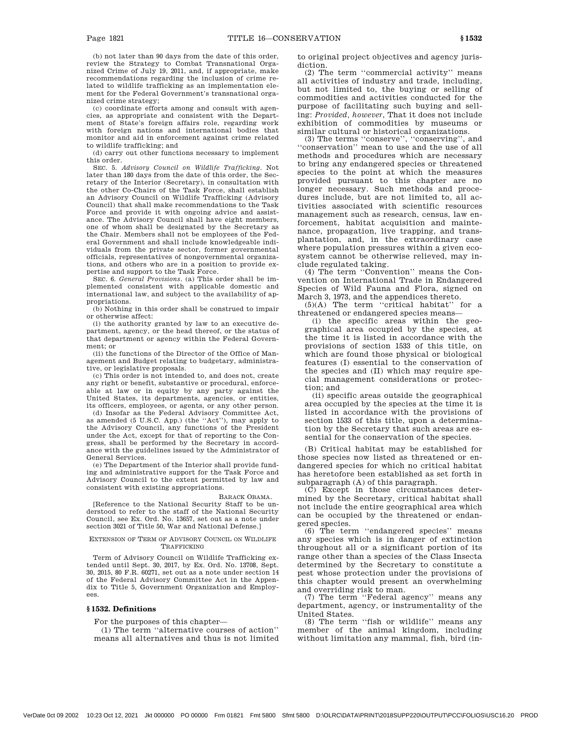(b) not later than 90 days from the date of this order, review the Strategy to Combat Transnational Organized Crime of July 19, 2011, and, if appropriate, make recommendations regarding the inclusion of crime related to wildlife trafficking as an implementation element for the Federal Government's transnational organized crime strategy;

(c) coordinate efforts among and consult with agencies, as appropriate and consistent with the Department of State's foreign affairs role, regarding work with foreign nations and international bodies that monitor and aid in enforcement against crime related to wildlife trafficking; and

(d) carry out other functions necessary to implement this order.

SEC. 5. *Advisory Council on Wildlife Trafficking*. Not later than 180 days from the date of this order, the Secretary of the Interior (Secretary), in consultation with the other Co-Chairs of the Task Force, shall establish an Advisory Council on Wildlife Trafficking (Advisory Council) that shall make recommendations to the Task Force and provide it with ongoing advice and assistance. The Advisory Council shall have eight members, one of whom shall be designated by the Secretary as the Chair. Members shall not be employees of the Federal Government and shall include knowledgeable individuals from the private sector, former governmental officials, representatives of nongovernmental organizations, and others who are in a position to provide expertise and support to the Task Force.

SEC. 6. *General Provisions*. (a) This order shall be implemented consistent with applicable domestic and international law, and subject to the availability of appropriations.

(b) Nothing in this order shall be construed to impair or otherwise affect:

(i) the authority granted by law to an executive department, agency, or the head thereof, or the status of that department or agency within the Federal Government; or

(ii) the functions of the Director of the Office of Management and Budget relating to budgetary, administrative, or legislative proposals.

(c) This order is not intended to, and does not, create any right or benefit, substantive or procedural, enforceable at law or in equity by any party against the United States, its departments, agencies, or entities, its officers, employees, or agents, or any other person.

(d) Insofar as the Federal Advisory Committee Act, as amended (5 U.S.C. App.) (the ''Act''), may apply to the Advisory Council, any functions of the President under the Act, except for that of reporting to the Congress, shall be performed by the Secretary in accordance with the guidelines issued by the Administrator of General Services.

(e) The Department of the Interior shall provide funding and administrative support for the Task Force and Advisory Council to the extent permitted by law and consistent with existing appropriations.

BARACK OBAMA.

[Reference to the National Security Staff to be understood to refer to the staff of the National Security Council, see Ex. Ord. No. 13657, set out as a note under section 3021 of Title 50, War and National Defense.]

EXTENSION OF TERM OF ADVISORY COUNCIL ON WILDLIFE TRAFFICKING

Term of Advisory Council on Wildlife Trafficking extended until Sept. 30, 2017, by Ex. Ord. No. 13708, Sept. 30, 2015, 80 F.R. 60271, set out as a note under section 14 of the Federal Advisory Committee Act in the Appendix to Title 5, Government Organization and Employees.

## § 1532. Definitions

For the purposes of this chapter—

(1) The term ''alternative courses of action'' means all alternatives and thus is not limited to original project objectives and agency jurisdiction.

(2) The term ''commercial activity'' means all activities of industry and trade, including, but not limited to, the buying or selling of commodities and activities conducted for the purpose of facilitating such buying and selling: *Provided, however*, That it does not include exhibition of commodities by museums or similar cultural or historical organizations.

(3) The terms ''conserve'', ''conserving'', and ''conservation'' mean to use and the use of all methods and procedures which are necessary to bring any endangered species or threatened species to the point at which the measures provided pursuant to this chapter are no longer necessary. Such methods and procedures include, but are not limited to, all activities associated with scientific resources management such as research, census, law enforcement, habitat acquisition and maintenance, propagation, live trapping, and transplantation, and, in the extraordinary case where population pressures within a given ecosystem cannot be otherwise relieved, may include regulated taking.

(4) The term ''Convention'' means the Convention on International Trade in Endangered Species of Wild Fauna and Flora, signed on March 3, 1973, and the appendices thereto.

(5)(A) The term ''critical habitat'' for a threatened or endangered species means—

(i) the specific areas within the geographical area occupied by the species, at the time it is listed in accordance with the provisions of section 1533 of this title, on which are found those physical or biological features (I) essential to the conservation of the species and (II) which may require special management considerations or protection; and

(ii) specific areas outside the geographical area occupied by the species at the time it is listed in accordance with the provisions of section 1533 of this title, upon a determination by the Secretary that such areas are essential for the conservation of the species.

(B) Critical habitat may be established for those species now listed as threatened or endangered species for which no critical habitat has heretofore been established as set forth in subparagraph (A) of this paragraph.

(C) Except in those circumstances determined by the Secretary, critical habitat shall not include the entire geographical area which can be occupied by the threatened or endangered species.

(6) The term ''endangered species'' means any species which is in danger of extinction throughout all or a significant portion of its range other than a species of the Class Insecta determined by the Secretary to constitute a pest whose protection under the provisions of this chapter would present an overwhelming and overriding risk to man.

(7) The term ''Federal agency'' means any department, agency, or instrumentality of the United States.

(8) The term ''fish or wildlife'' means any member of the animal kingdom, including without limitation any mammal, fish, bird (in-